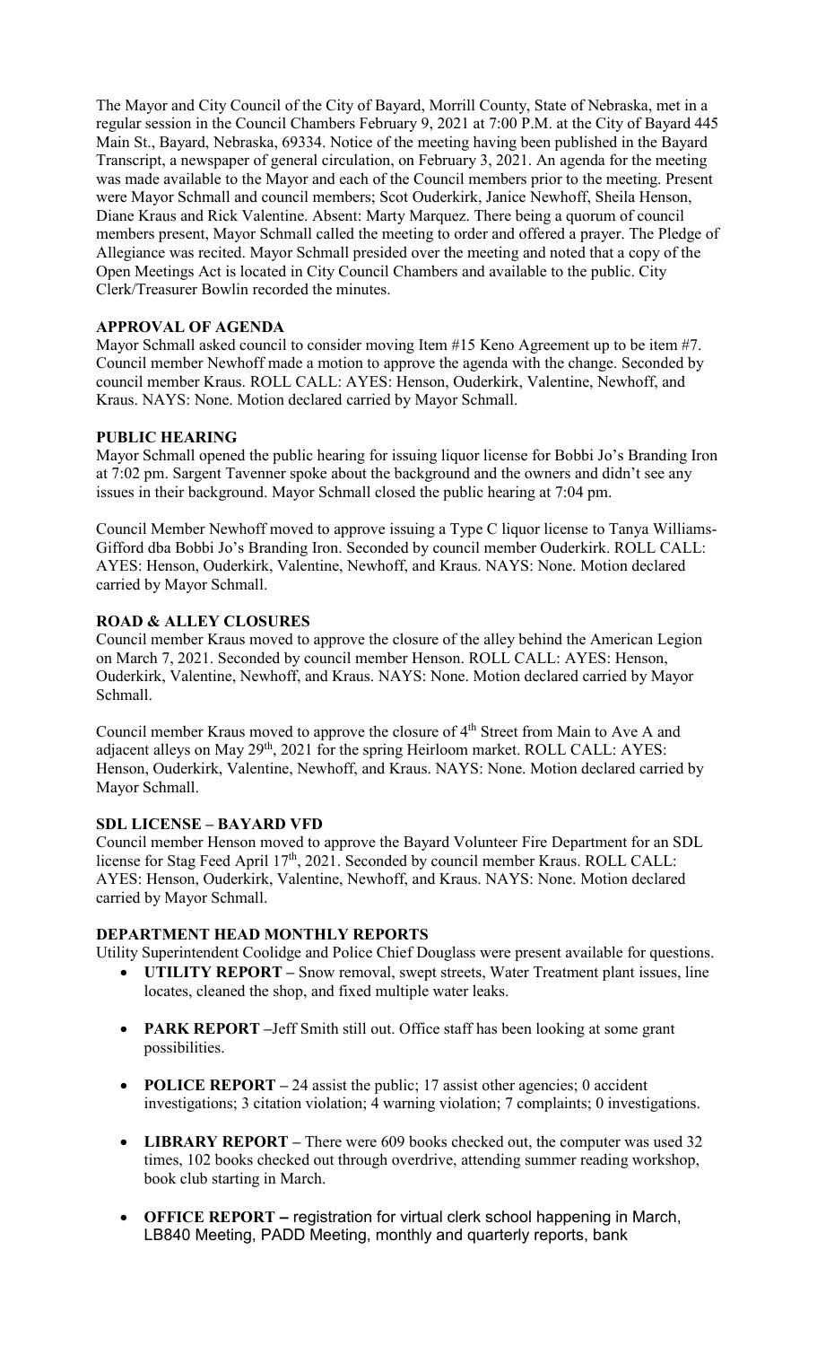The Mayor and City Council of the City of Bayard, Morrill County, State of Nebraska, met in a regular session in the Council Chambers February 9, 2021 at 7:00 P.M. at the City of Bayard 445 Main St., Bayard, Nebraska, 69334. Notice of the meeting having been published in the Bayard Transcript, a newspaper of general circulation, on February 3, 2021. An agenda for the meeting was made available to the Mayor and each of the Council members prior to the meeting. Present were Mayor Schmall and council members; Scot Ouderkirk, Janice Newhoff, Sheila Henson, Diane Kraus and Rick Valentine. Absent: Marty Marquez. There being a quorum of council members present, Mayor Schmall called the meeting to order and offered a prayer. The Pledge of Allegiance was recited. Mayor Schmall presided over the meeting and noted that a copy of the Open Meetings Act is located in City Council Chambers and available to the public. City Clerk/Treasurer Bowlin recorded the minutes.

**APPROVAL OF AGENDA**

Mayor Schmall asked council to consider moving Item #15 Keno Agreement up to be item #7. Council member Newhoff made a motion to approve the agenda with the change. Seconded by council member Kraus. ROLL CALL: AYES: Henson, Ouderkirk, Valentine, Newhoff, and Kraus. NAYS: None. Motion declared carried by Mayor Schmall.

**PUBLIC HEARING**

Mayor Schmall opened the public hearing for issuing liquor license for Bobbi Jo's Branding Iron at 7:02 pm. Sargent Tavenner spoke about the background and the owners and didn't see any issues in their background. Mayor Schmall closed the public hearing at 7:04 pm.

Council Member Newhoff moved to approve issuing a Type C liquor license to Tanya Williams-Gifford dba Bobbi Jo's Branding Iron. Seconded by council member Ouderkirk. ROLL CALL: AYES: Henson, Ouderkirk, Valentine, Newhoff, and Kraus. NAYS: None. Motion declared carried by Mayor Schmall.

**ROAD & ALLEY CLOSURES**

Council member Kraus moved to approve the closure of the alley behind the American Legion on March 7, 2021. Seconded by council member Henson. ROLL CALL: AYES: Henson, Ouderkirk, Valentine, Newhoff, and Kraus. NAYS: None. Motion declared carried by Mayor Schmall.

Council member Kraus moved to approve the closure of 4th Street from Main to Ave A and adjacent alleys on May 29th, 2021 for the spring Heirloom market. ROLL CALL: AYES: Henson, Ouderkirk, Valentine, Newhoff, and Kraus. NAYS: None. Motion declared carried by Mayor Schmall.

**SDL LICENSE – BAYARD VFD**

Council member Henson moved to approve the Bayard Volunteer Fire Department for an SDL license for Stag Feed April 17th, 2021. Seconded by council member Kraus. ROLL CALL: AYES: Henson, Ouderkirk, Valentine, Newhoff, and Kraus. NAYS: None. Motion declared carried by Mayor Schmall.

**DEPARTMENT HEAD MONTHLY REPORTS**

Utility Superintendent Coolidge and Police Chief Douglass were present available for questions.

- **UTILITY REPORT –** Snow removal, swept streets, Water Treatment plant issues, line locates, cleaned the shop, and fixed multiple water leaks.
- **PARK REPORT –**Jeff Smith still out. Office staff has been looking at some grant possibilities.
- **POLICE REPORT –** 24 assist the public; 17 assist other agencies; 0 accident investigations; 3 citation violation; 4 warning violation; 7 complaints; 0 investigations.
- **LIBRARY REPORT –** There were 609 books checked out, the computer was used 32 times, 102 books checked out through overdrive, attending summer reading workshop, book club starting in March.
- **OFFICE REPORT –** registration for virtual clerk school happening in March, LB840 Meeting, PADD Meeting, monthly and quarterly reports, bank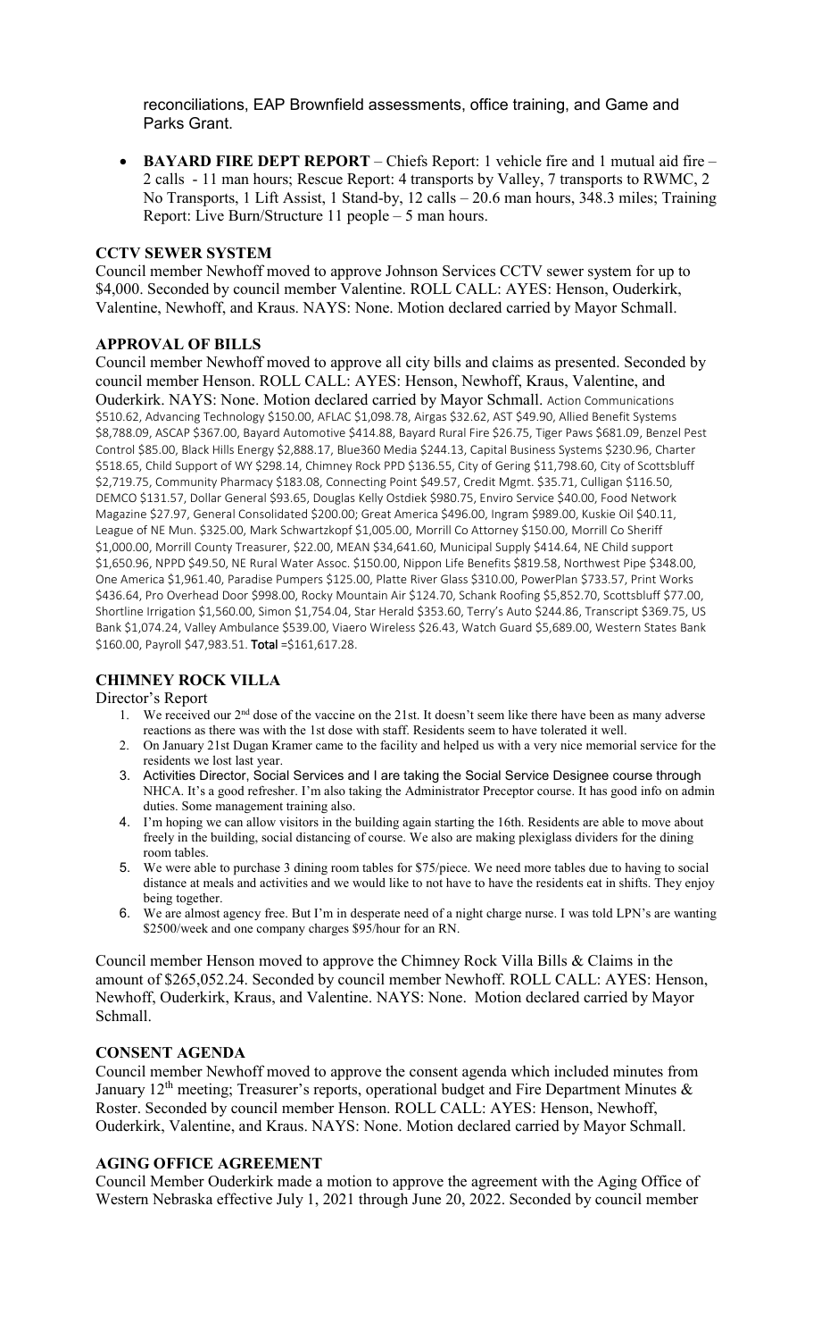reconciliations, EAP Brownfield assessments, office training, and Game and Parks Grant.

- **BAYARD FIRE DEPT REPORT** – Chiefs Report: 1 vehicle fire and 1 mutual aid fire – 2 calls - 11 man hours; Rescue Report: 4 transports by Valley, 7 transports to RWMC, 2 No Transports, 1 Lift Assist, 1 Stand-by, 12 calls – 20.6 man hours, 348.3 miles; Training Report: Live Burn/Structure 11 people – 5 man hours.

## CCTV SEWER SYSTEM

Council member Newhoff moved to approve Johnson Services CCTV sewer system for up to $4,000. Seconded by council member Valentine. ROLL CALL: AYES: Henson, Ouderkirk, Valentine, Newhoff, and Kraus. NAYS: None. Motion declared carried by Mayor Schmall.

## APPROVAL OF BILLS

Council member Newhoff moved to approve all city bills and claims as presented. Seconded by council member Henson. ROLL CALL: AYES: Henson, Newhoff, Kraus, Valentine, and Ouderkirk. NAYS: None. Motion declared carried by Mayor Schmall. Action Communications $510.62, Advancing Technology $150.00, AFLAC $1,098.78, Airgas $32.62, AST $49.90, Allied Benefit Systems $8,788.09, ASCAP $367.00, Bayard Automotive $414.88, Bayard Rural Fire $26.75, Tiger Paws $681.09, Benzel Pest Control $85.00, Black Hills Energy $2,888.17, Blue360 Media $244.13, Capital Business Systems $230.96, Charter $518.65, Child Support of WY $298.14, Chimney Rock PPD $136.55, City of Gering $11,798.60, City of Scottsbluff $2,719.75, Community Pharmacy $183.08, Connecting Point $49.57, Credit Mgmt. $35.71, Culligan $116.50, DEMCO $131.57, Dollar General $93.65, Douglas Kelly Ostdiek $980.75, Enviro Service $40.00, Food Network Magazine $27.97, General Consolidated $200.00; Great America $496.00, Ingram $989.00, Kuskie Oil $40.11, League of NE Mun. $325.00, Mark Schwartzkopf $1,005.00, Morrill Co Attorney $150.00, Morrill Co Sheriff $1,000.00, Morrill County Treasurer, $22.00, MEAN $34,641.60, Municipal Supply $414.64, NE Child support $1,650.96, NPPD $49.50, NE Rural Water Assoc. $150.00, Nippon Life Benefits $819.58, Northwest Pipe $348.00, One America $1,961.40, Paradise Pumpers $125.00, Platte River Glass $310.00, PowerPlan $733.57, Print Works $436.64, Pro Overhead Door $998.00, Rocky Mountain Air $124.70, Schank Roofing $5,852.70, Scottsbluff $77.00, Shortline Irrigation $1,560.00, Simon $1,754.04, Star Herald $353.60, Terry's Auto $244.86, Transcript $369.75, US Bank $1,074.24, Valley Ambulance $539.00, Viaero Wireless $26.43, Watch Guard $5,689.00, Western States Bank $160.00, Payroll $47,983.51. **Total** =$161,617.28.

## CHIMNEY ROCK VILLA

Director's Report

1. We received our 2nd dose of the vaccine on the 21st. It doesn't seem like there have been as many adverse reactions as there was with the 1st dose with staff. Residents seem to have tolerated it well.
2. On January 21st Dugan Kramer came to the facility and helped us with a very nice memorial service for the residents we lost last year.
3. Activities Director, Social Services and I are taking the Social Service Designee course through NHCA. It's a good refresher. I'm also taking the Administrator Preceptor course. It has good info on admin duties. Some management training also.
4. I'm hoping we can allow visitors in the building again starting the 16th. Residents are able to move about freely in the building, social distancing of course. We also are making plexiglass dividers for the dining room tables.
5. We were able to purchase 3 dining room tables for $75/piece. We need more tables due to having to social distance at meals and activities and we would like to not have to have the residents eat in shifts. They enjoy being together.
6. We are almost agency free. But I'm in desperate need of a night charge nurse. I was told LPN's are wanting $2500/week and one company charges $95/hour for an RN.

Council member Henson moved to approve the Chimney Rock Villa Bills & Claims in the amount of $265,052.24. Seconded by council member Newhoff. ROLL CALL: AYES: Henson, Newhoff, Ouderkirk, Kraus, and Valentine. NAYS: None. Motion declared carried by Mayor Schmall.

## CONSENT AGENDA

Council member Newhoff moved to approve the consent agenda which included minutes from January 12th meeting; Treasurer's reports, operational budget and Fire Department Minutes & Roster. Seconded by council member Henson. ROLL CALL: AYES: Henson, Newhoff, Ouderkirk, Valentine, and Kraus. NAYS: None. Motion declared carried by Mayor Schmall.

## AGING OFFICE AGREEMENT

Council Member Ouderkirk made a motion to approve the agreement with the Aging Office of Western Nebraska effective July 1, 2021 through June 20, 2022. Seconded by council member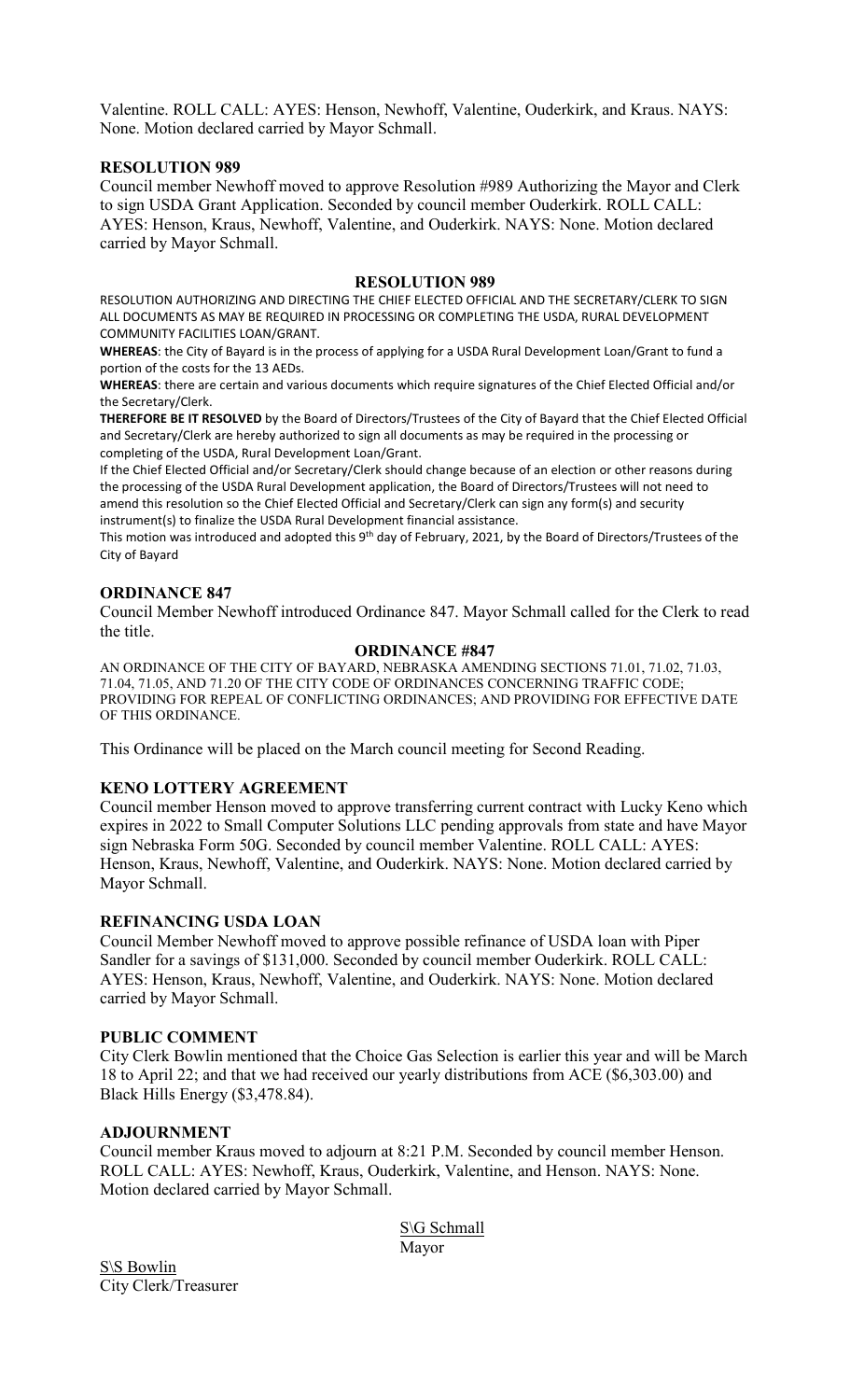Valentine. ROLL CALL: AYES: Henson, Newhoff, Valentine, Ouderkirk, and Kraus. NAYS: None. Motion declared carried by Mayor Schmall.

**RESOLUTION 989**

Council member Newhoff moved to approve Resolution #989 Authorizing the Mayor and Clerk to sign USDA Grant Application. Seconded by council member Ouderkirk. ROLL CALL: AYES: Henson, Kraus, Newhoff, Valentine, and Ouderkirk. NAYS: None. Motion declared carried by Mayor Schmall.

**RESOLUTION 989**

RESOLUTION AUTHORIZING AND DIRECTING THE CHIEF ELECTED OFFICIAL AND THE SECRETARY/CLERK TO SIGN ALL DOCUMENTS AS MAY BE REQUIRED IN PROCESSING OR COMPLETING THE USDA, RURAL DEVELOPMENT COMMUNITY FACILITIES LOAN/GRANT.

**WHEREAS**: the City of Bayard is in the process of applying for a USDA Rural Development Loan/Grant to fund a portion of the costs for the 13 AEDs.

**WHEREAS**: there are certain and various documents which require signatures of the Chief Elected Official and/or the Secretary/Clerk.

**THEREFORE BE IT RESOLVED** by the Board of Directors/Trustees of the City of Bayard that the Chief Elected Official and Secretary/Clerk are hereby authorized to sign all documents as may be required in the processing or completing of the USDA, Rural Development Loan/Grant.

If the Chief Elected Official and/or Secretary/Clerk should change because of an election or other reasons during the processing of the USDA Rural Development application, the Board of Directors/Trustees will not need to amend this resolution so the Chief Elected Official and Secretary/Clerk can sign any form(s) and security instrument(s) to finalize the USDA Rural Development financial assistance.

This motion was introduced and adopted this 9th day of February, 2021, by the Board of Directors/Trustees of the City of Bayard

**ORDINANCE 847**

Council Member Newhoff introduced Ordinance 847. Mayor Schmall called for the Clerk to read the title.

**ORDINANCE #847**

AN ORDINANCE OF THE CITY OF BAYARD, NEBRASKA AMENDING SECTIONS 71.01, 71.02, 71.03, 71.04, 71.05, AND 71.20 OF THE CITY CODE OF ORDINANCES CONCERNING TRAFFIC CODE; PROVIDING FOR REPEAL OF CONFLICTING ORDINANCES; AND PROVIDING FOR EFFECTIVE DATE OF THIS ORDINANCE.

This Ordinance will be placed on the March council meeting for Second Reading.

**KENO LOTTERY AGREEMENT**

Council member Henson moved to approve transferring current contract with Lucky Keno which expires in 2022 to Small Computer Solutions LLC pending approvals from state and have Mayor sign Nebraska Form 50G. Seconded by council member Valentine. ROLL CALL: AYES: Henson, Kraus, Newhoff, Valentine, and Ouderkirk. NAYS: None. Motion declared carried by Mayor Schmall.

**REFINANCING USDA LOAN**

Council Member Newhoff moved to approve possible refinance of USDA loan with Piper Sandler for a savings of $131,000. Seconded by council member Ouderkirk. ROLL CALL: AYES: Henson, Kraus, Newhoff, Valentine, and Ouderkirk. NAYS: None. Motion declared carried by Mayor Schmall.

**PUBLIC COMMENT**

City Clerk Bowlin mentioned that the Choice Gas Selection is earlier this year and will be March 18 to April 22; and that we had received our yearly distributions from ACE ($6,303.00) and Black Hills Energy ($3,478.84).

**ADJOURNMENT**

Council member Kraus moved to adjourn at 8:21 P.M. Seconded by council member Henson. ROLL CALL: AYES: Newhoff, Kraus, Ouderkirk, Valentine, and Henson. NAYS: None. Motion declared carried by Mayor Schmall.

S\G Schmall
Mayor

S\S Bowlin
City Clerk/Treasurer